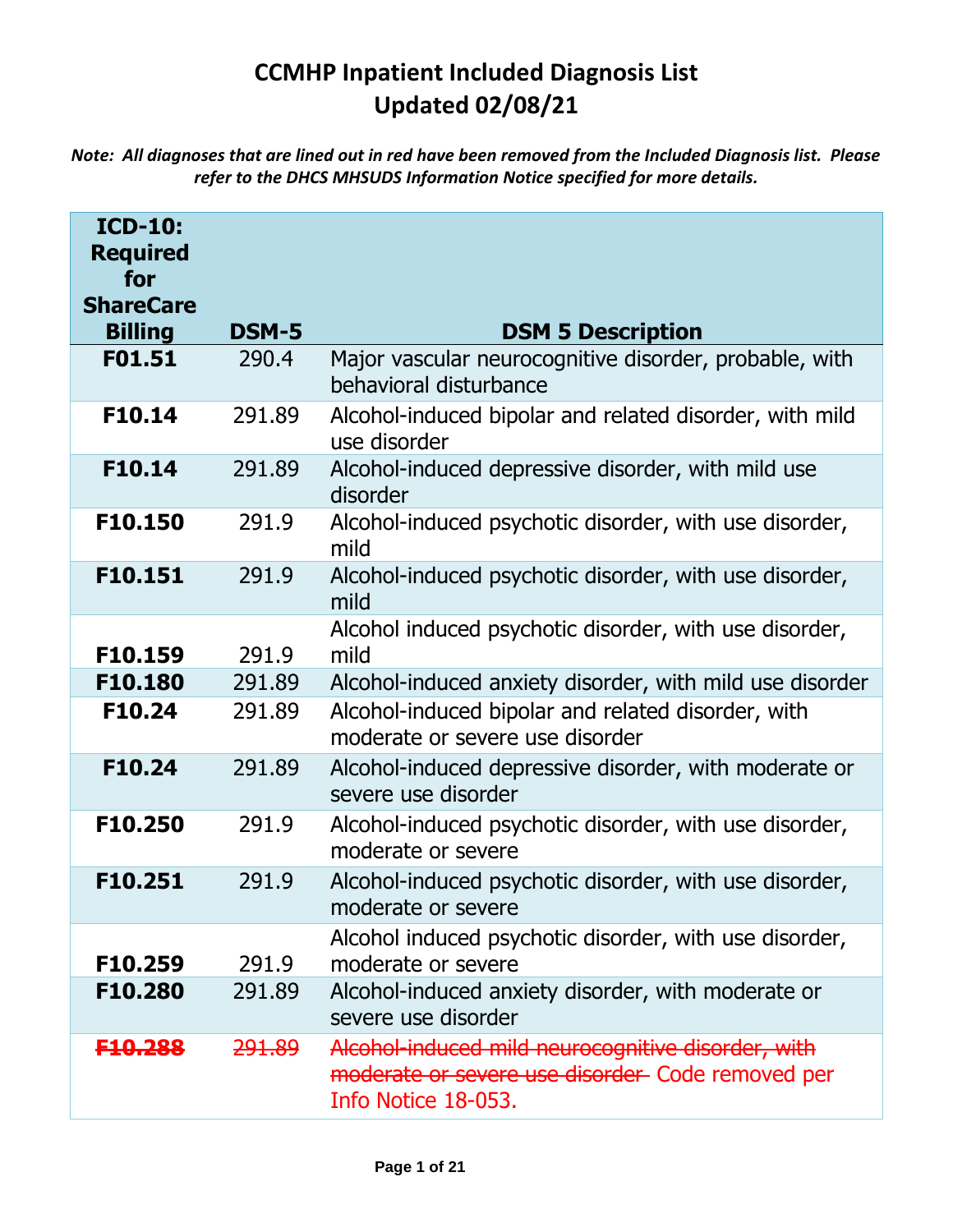# CCMHP Inpatient Included Diagnosis List
# Updated 02/08/21

***Note: All diagnoses that are lined out in red have been removed from the Included Diagnosis list. Please refer to the DHCS MHSUDS Information Notice specified for more details.***

| ICD-10: Required for ShareCare Billing | DSM-5 | DSM 5 Description |
|---|---|---|
| **F01.51** | 290.4 | Major vascular neurocognitive disorder, probable, with behavioral disturbance |
| **F10.14** | 291.89 | Alcohol-induced bipolar and related disorder, with mild use disorder |
| **F10.14** | 291.89 | Alcohol-induced depressive disorder, with mild use disorder |
| **F10.150** | 291.9 | Alcohol-induced psychotic disorder, with use disorder, mild |
| **F10.151** | 291.9 | Alcohol-induced psychotic disorder, with use disorder, mild |
| **F10.159** | 291.9 | Alcohol induced psychotic disorder, with use disorder, mild |
| **F10.180** | 291.89 | Alcohol-induced anxiety disorder, with mild use disorder |
| **F10.24** | 291.89 | Alcohol-induced bipolar and related disorder, with moderate or severe use disorder |
| **F10.24** | 291.89 | Alcohol-induced depressive disorder, with moderate or severe use disorder |
| **F10.250** | 291.9 | Alcohol-induced psychotic disorder, with use disorder, moderate or severe |
| **F10.251** | 291.9 | Alcohol-induced psychotic disorder, with use disorder, moderate or severe |
| **F10.259** | 291.9 | Alcohol induced psychotic disorder, with use disorder, moderate or severe |
| **F10.280** | 291.89 | Alcohol-induced anxiety disorder, with moderate or severe use disorder |
| ~~**F10.288**~~ | ~~291.89~~ | ~~Alcohol-induced mild neurocognitive disorder, with moderate or severe use disorder~~ Code removed per Info Notice 18-053. |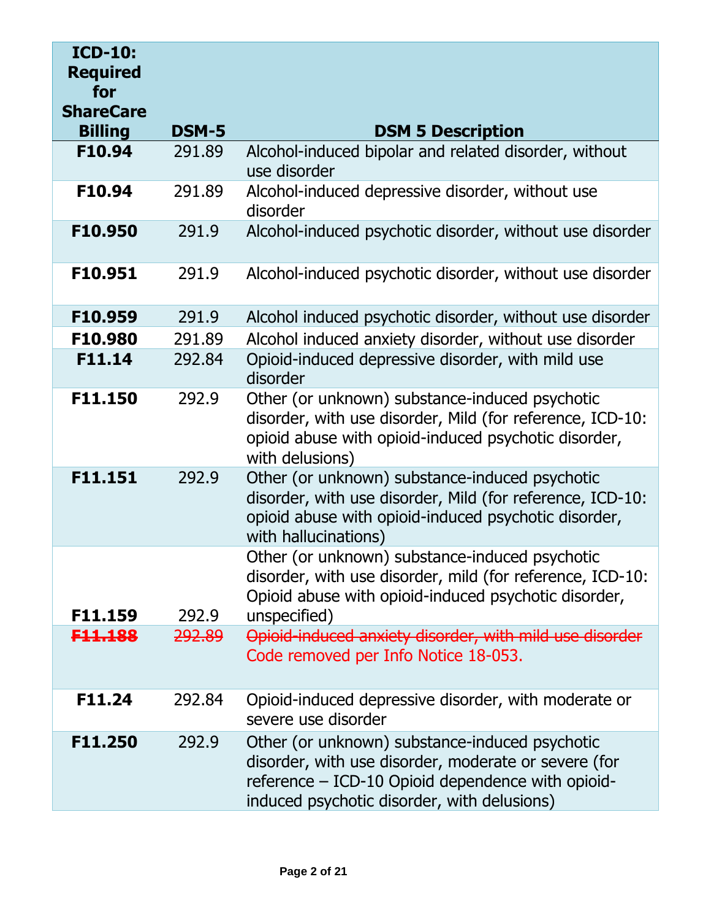| ICD-10: Required for ShareCare Billing | DSM-5 | DSM 5 Description |
|---|---|---|
| **F10.94** | 291.89 | Alcohol-induced bipolar and related disorder, without use disorder |
| **F10.94** | 291.89 | Alcohol-induced depressive disorder, without use disorder |
| **F10.950** | 291.9 | Alcohol-induced psychotic disorder, without use disorder |
| **F10.951** | 291.9 | Alcohol-induced psychotic disorder, without use disorder |
| **F10.959** | 291.9 | Alcohol induced psychotic disorder, without use disorder |
| **F10.980** | 291.89 | Alcohol induced anxiety disorder, without use disorder |
| **F11.14** | 292.84 | Opioid-induced depressive disorder, with mild use disorder |
| **F11.150** | 292.9 | Other (or unknown) substance-induced psychotic disorder, with use disorder, Mild (for reference, ICD-10: opioid abuse with opioid-induced psychotic disorder, with delusions) |
| **F11.151** | 292.9 | Other (or unknown) substance-induced psychotic disorder, with use disorder, Mild (for reference, ICD-10: opioid abuse with opioid-induced psychotic disorder, with hallucinations) |
| **F11.159** | 292.9 | Other (or unknown) substance-induced psychotic disorder, with use disorder, mild (for reference, ICD-10: Opioid abuse with opioid-induced psychotic disorder, unspecified) |
| ~~**F11.188**~~ | ~~292.89~~ | ~~Opioid-induced anxiety disorder, with mild use disorder~~ Code removed per Info Notice 18-053. |
| **F11.24** | 292.84 | Opioid-induced depressive disorder, with moderate or severe use disorder |
| **F11.250** | 292.9 | Other (or unknown) substance-induced psychotic disorder, with use disorder, moderate or severe (for reference – ICD-10 Opioid dependence with opioid-induced psychotic disorder, with delusions) |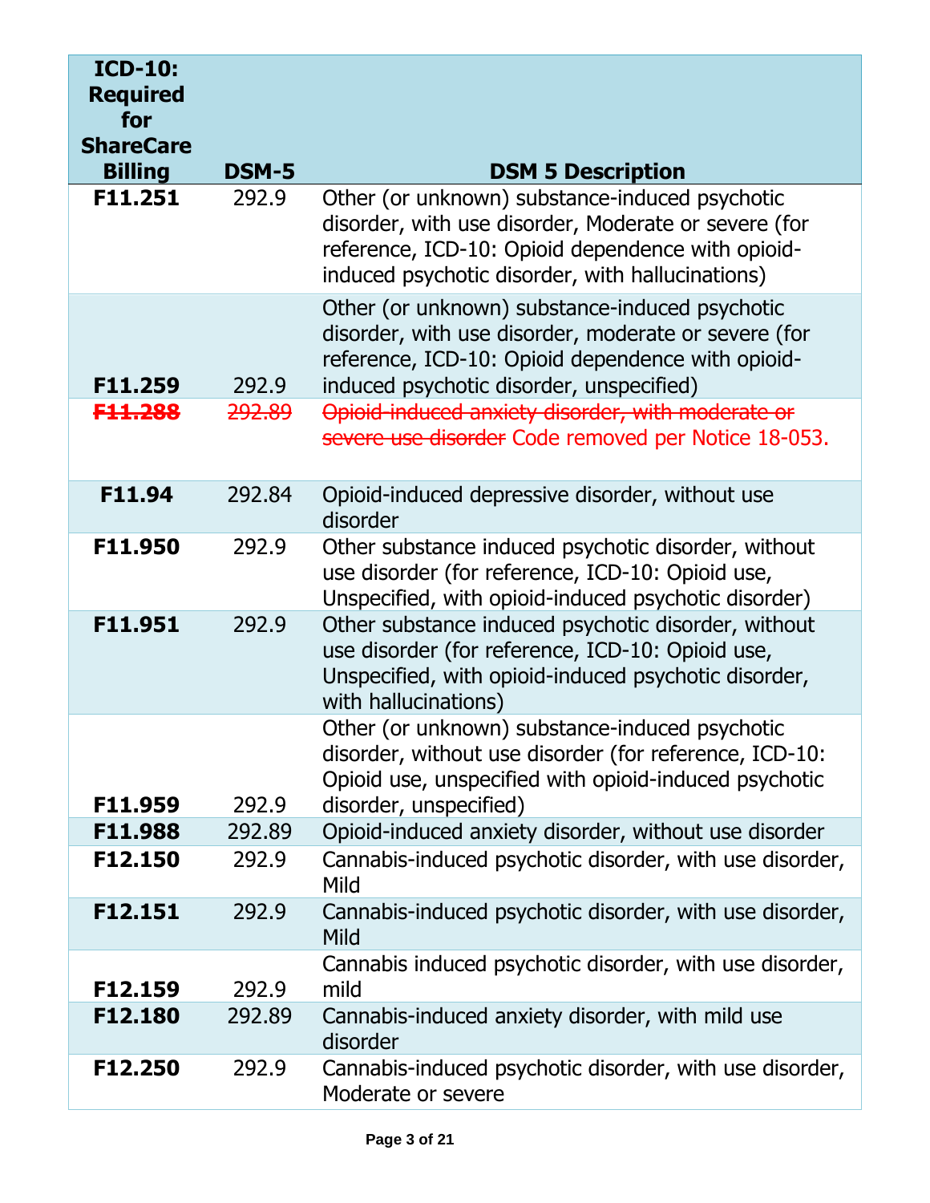| ICD-10: Required for ShareCare Billing | DSM-5 | DSM 5 Description |
|---|---|---|
| **F11.251** | 292.9 | Other (or unknown) substance-induced psychotic disorder, with use disorder, Moderate or severe (for reference, ICD-10: Opioid dependence with opioid-induced psychotic disorder, with hallucinations) |
| **F11.259** | 292.9 | Other (or unknown) substance-induced psychotic disorder, with use disorder, moderate or severe (for reference, ICD-10: Opioid dependence with opioid-induced psychotic disorder, unspecified) |
| ~~**F11.288**~~ | ~~292.89~~ | ~~Opioid-induced anxiety disorder, with moderate or severe use disorder~~ Code removed per Notice 18-053. |
| **F11.94** | 292.84 | Opioid-induced depressive disorder, without use disorder |
| **F11.950** | 292.9 | Other substance induced psychotic disorder, without use disorder (for reference, ICD-10: Opioid use, Unspecified, with opioid-induced psychotic disorder) |
| **F11.951** | 292.9 | Other substance induced psychotic disorder, without use disorder (for reference, ICD-10: Opioid use, Unspecified, with opioid-induced psychotic disorder, with hallucinations) |
| **F11.959** | 292.9 | Other (or unknown) substance-induced psychotic disorder, without use disorder (for reference, ICD-10: Opioid use, unspecified with opioid-induced psychotic disorder, unspecified) |
| **F11.988** | 292.89 | Opioid-induced anxiety disorder, without use disorder |
| **F12.150** | 292.9 | Cannabis-induced psychotic disorder, with use disorder, Mild |
| **F12.151** | 292.9 | Cannabis-induced psychotic disorder, with use disorder, Mild |
| **F12.159** | 292.9 | Cannabis induced psychotic disorder, with use disorder, mild |
| **F12.180** | 292.89 | Cannabis-induced anxiety disorder, with mild use disorder |
| **F12.250** | 292.9 | Cannabis-induced psychotic disorder, with use disorder, Moderate or severe |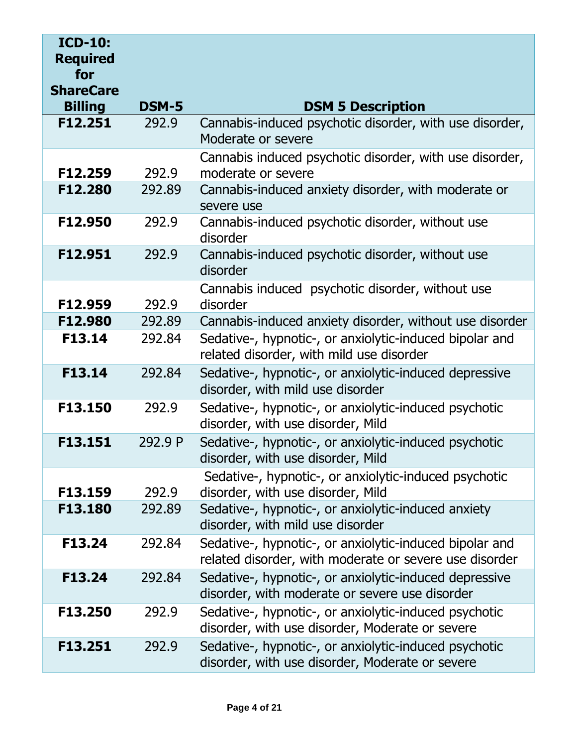| ICD-10: Required for ShareCare Billing | DSM-5 | DSM 5 Description |
|---|---|---|
| F12.251 | 292.9 | Cannabis-induced psychotic disorder, with use disorder, Moderate or severe |
| F12.259 | 292.9 | Cannabis induced psychotic disorder, with use disorder, moderate or severe |
| F12.280 | 292.89 | Cannabis-induced anxiety disorder, with moderate or severe use |
| F12.950 | 292.9 | Cannabis-induced psychotic disorder, without use disorder |
| F12.951 | 292.9 | Cannabis-induced psychotic disorder, without use disorder |
| F12.959 | 292.9 | Cannabis induced psychotic disorder, without use disorder |
| F12.980 | 292.89 | Cannabis-induced anxiety disorder, without use disorder |
| F13.14 | 292.84 | Sedative-, hypnotic-, or anxiolytic-induced bipolar and related disorder, with mild use disorder |
| F13.14 | 292.84 | Sedative-, hypnotic-, or anxiolytic-induced depressive disorder, with mild use disorder |
| F13.150 | 292.9 | Sedative-, hypnotic-, or anxiolytic-induced psychotic disorder, with use disorder, Mild |
| F13.151 | 292.9 P | Sedative-, hypnotic-, or anxiolytic-induced psychotic disorder, with use disorder, Mild |
| F13.159 | 292.9 | Sedative-, hypnotic-, or anxiolytic-induced psychotic disorder, with use disorder, Mild |
| F13.180 | 292.89 | Sedative-, hypnotic-, or anxiolytic-induced anxiety disorder, with mild use disorder |
| F13.24 | 292.84 | Sedative-, hypnotic-, or anxiolytic-induced bipolar and related disorder, with moderate or severe use disorder |
| F13.24 | 292.84 | Sedative-, hypnotic-, or anxiolytic-induced depressive disorder, with moderate or severe use disorder |
| F13.250 | 292.9 | Sedative-, hypnotic-, or anxiolytic-induced psychotic disorder, with use disorder, Moderate or severe |
| F13.251 | 292.9 | Sedative-, hypnotic-, or anxiolytic-induced psychotic disorder, with use disorder, Moderate or severe |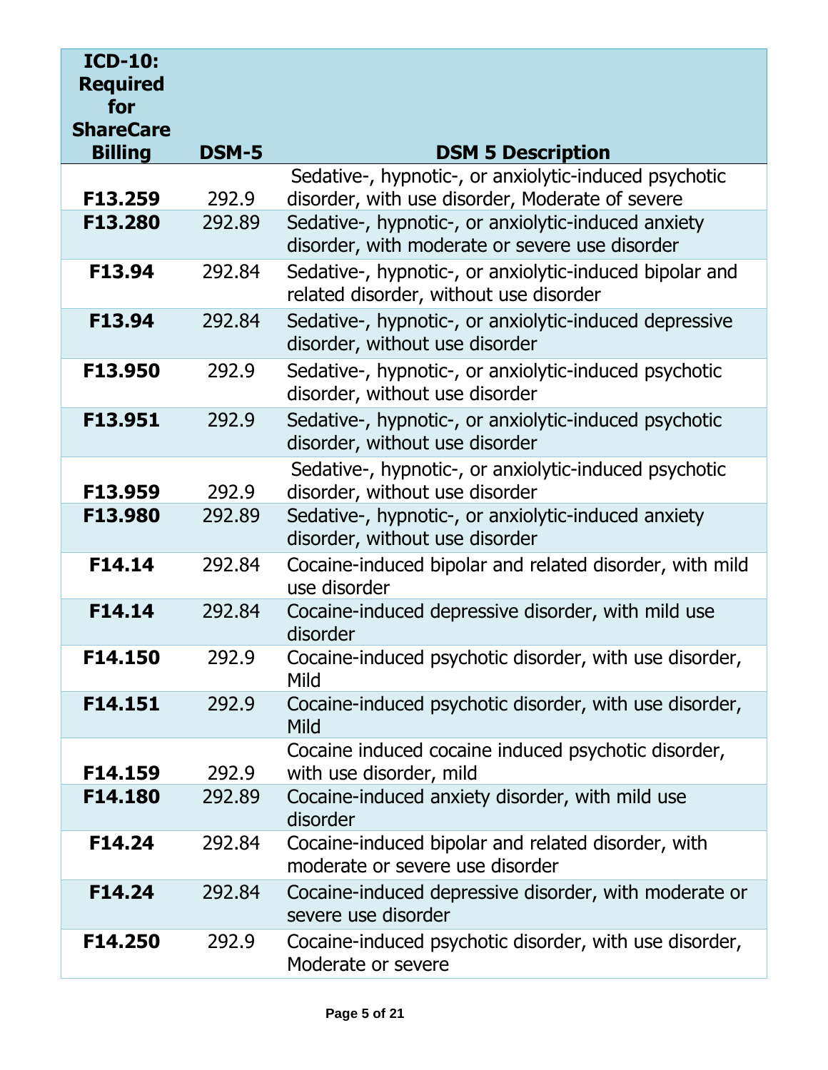| ICD-10: Required for ShareCare Billing | DSM-5 | DSM 5 Description |
|---|---|---|
| **F13.259** | 292.9 | Sedative-, hypnotic-, or anxiolytic-induced psychotic disorder, with use disorder, Moderate of severe |
| **F13.280** | 292.89 | Sedative-, hypnotic-, or anxiolytic-induced anxiety disorder, with moderate or severe use disorder |
| **F13.94** | 292.84 | Sedative-, hypnotic-, or anxiolytic-induced bipolar and related disorder, without use disorder |
| **F13.94** | 292.84 | Sedative-, hypnotic-, or anxiolytic-induced depressive disorder, without use disorder |
| **F13.950** | 292.9 | Sedative-, hypnotic-, or anxiolytic-induced psychotic disorder, without use disorder |
| **F13.951** | 292.9 | Sedative-, hypnotic-, or anxiolytic-induced psychotic disorder, without use disorder |
| **F13.959** | 292.9 | Sedative-, hypnotic-, or anxiolytic-induced psychotic disorder, without use disorder |
| **F13.980** | 292.89 | Sedative-, hypnotic-, or anxiolytic-induced anxiety disorder, without use disorder |
| **F14.14** | 292.84 | Cocaine-induced bipolar and related disorder, with mild use disorder |
| **F14.14** | 292.84 | Cocaine-induced depressive disorder, with mild use disorder |
| **F14.150** | 292.9 | Cocaine-induced psychotic disorder, with use disorder, Mild |
| **F14.151** | 292.9 | Cocaine-induced psychotic disorder, with use disorder, Mild |
| **F14.159** | 292.9 | Cocaine induced cocaine induced psychotic disorder, with use disorder, mild |
| **F14.180** | 292.89 | Cocaine-induced anxiety disorder, with mild use disorder |
| **F14.24** | 292.84 | Cocaine-induced bipolar and related disorder, with moderate or severe use disorder |
| **F14.24** | 292.84 | Cocaine-induced depressive disorder, with moderate or severe use disorder |
| **F14.250** | 292.9 | Cocaine-induced psychotic disorder, with use disorder, Moderate or severe |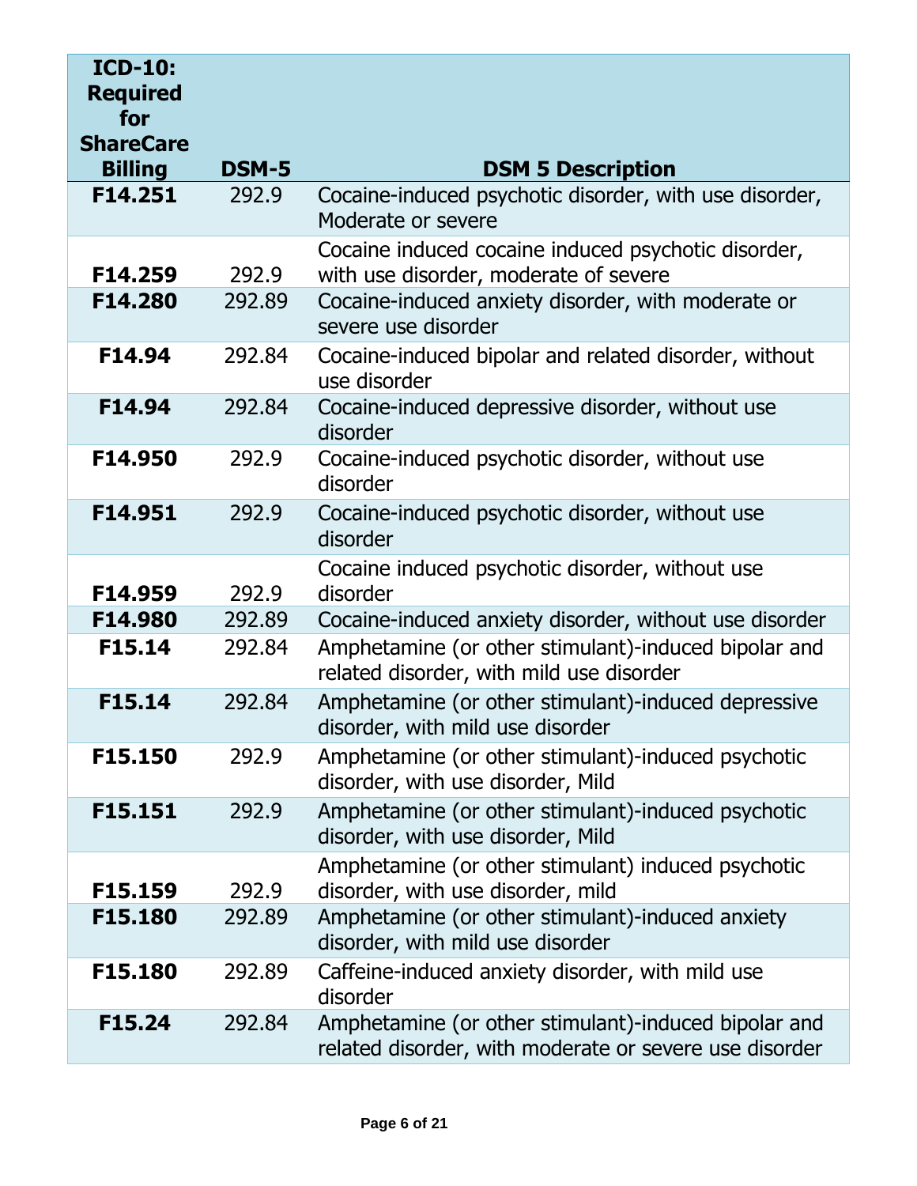| ICD-10: Required for ShareCare Billing | DSM-5 | DSM 5 Description |
|---|---|---|
| **F14.251** | 292.9 | Cocaine-induced psychotic disorder, with use disorder, Moderate or severe |
| **F14.259** | 292.9 | Cocaine induced cocaine induced psychotic disorder, with use disorder, moderate of severe |
| **F14.280** | 292.89 | Cocaine-induced anxiety disorder, with moderate or severe use disorder |
| **F14.94** | 292.84 | Cocaine-induced bipolar and related disorder, without use disorder |
| **F14.94** | 292.84 | Cocaine-induced depressive disorder, without use disorder |
| **F14.950** | 292.9 | Cocaine-induced psychotic disorder, without use disorder |
| **F14.951** | 292.9 | Cocaine-induced psychotic disorder, without use disorder |
| **F14.959** | 292.9 | Cocaine induced psychotic disorder, without use disorder |
| **F14.980** | 292.89 | Cocaine-induced anxiety disorder, without use disorder |
| **F15.14** | 292.84 | Amphetamine (or other stimulant)-induced bipolar and related disorder, with mild use disorder |
| **F15.14** | 292.84 | Amphetamine (or other stimulant)-induced depressive disorder, with mild use disorder |
| **F15.150** | 292.9 | Amphetamine (or other stimulant)-induced psychotic disorder, with use disorder, Mild |
| **F15.151** | 292.9 | Amphetamine (or other stimulant)-induced psychotic disorder, with use disorder, Mild |
| **F15.159** | 292.9 | Amphetamine (or other stimulant) induced psychotic disorder, with use disorder, mild |
| **F15.180** | 292.89 | Amphetamine (or other stimulant)-induced anxiety disorder, with mild use disorder |
| **F15.180** | 292.89 | Caffeine-induced anxiety disorder, with mild use disorder |
| **F15.24** | 292.84 | Amphetamine (or other stimulant)-induced bipolar and related disorder, with moderate or severe use disorder |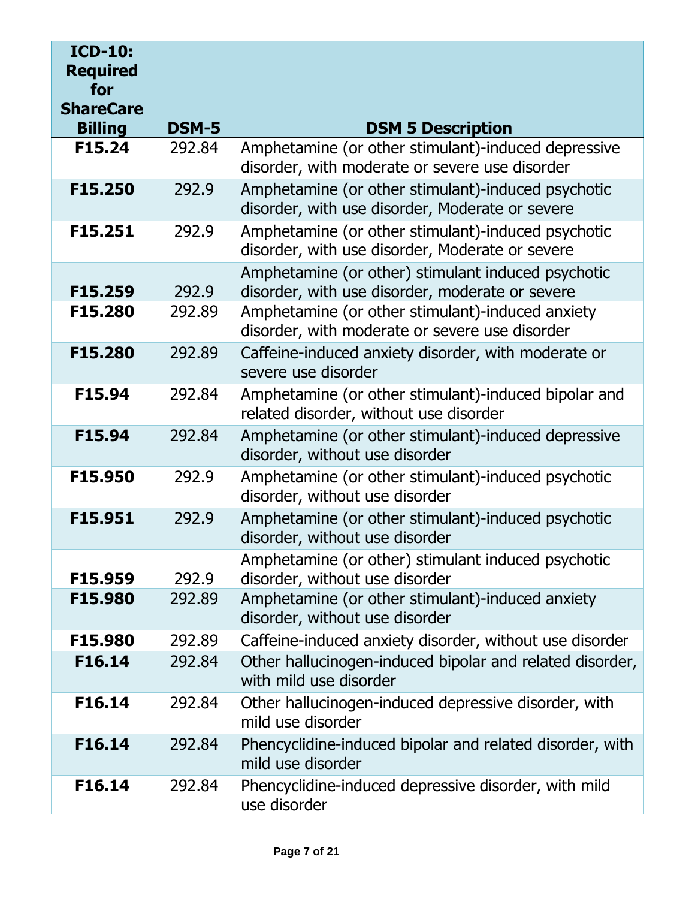| ICD-10: Required for ShareCare Billing | DSM-5 | DSM 5 Description |
|---|---|---|
| **F15.24** | 292.84 | Amphetamine (or other stimulant)-induced depressive disorder, with moderate or severe use disorder |
| **F15.250** | 292.9 | Amphetamine (or other stimulant)-induced psychotic disorder, with use disorder, Moderate or severe |
| **F15.251** | 292.9 | Amphetamine (or other stimulant)-induced psychotic disorder, with use disorder, Moderate or severe |
| **F15.259** | 292.9 | Amphetamine (or other) stimulant induced psychotic disorder, with use disorder, moderate or severe |
| **F15.280** | 292.89 | Amphetamine (or other stimulant)-induced anxiety disorder, with moderate or severe use disorder |
| **F15.280** | 292.89 | Caffeine-induced anxiety disorder, with moderate or severe use disorder |
| **F15.94** | 292.84 | Amphetamine (or other stimulant)-induced bipolar and related disorder, without use disorder |
| **F15.94** | 292.84 | Amphetamine (or other stimulant)-induced depressive disorder, without use disorder |
| **F15.950** | 292.9 | Amphetamine (or other stimulant)-induced psychotic disorder, without use disorder |
| **F15.951** | 292.9 | Amphetamine (or other stimulant)-induced psychotic disorder, without use disorder |
| **F15.959** | 292.9 | Amphetamine (or other) stimulant induced psychotic disorder, without use disorder |
| **F15.980** | 292.89 | Amphetamine (or other stimulant)-induced anxiety disorder, without use disorder |
| **F15.980** | 292.89 | Caffeine-induced anxiety disorder, without use disorder |
| **F16.14** | 292.84 | Other hallucinogen-induced bipolar and related disorder, with mild use disorder |
| **F16.14** | 292.84 | Other hallucinogen-induced depressive disorder, with mild use disorder |
| **F16.14** | 292.84 | Phencyclidine-induced bipolar and related disorder, with mild use disorder |
| **F16.14** | 292.84 | Phencyclidine-induced depressive disorder, with mild use disorder |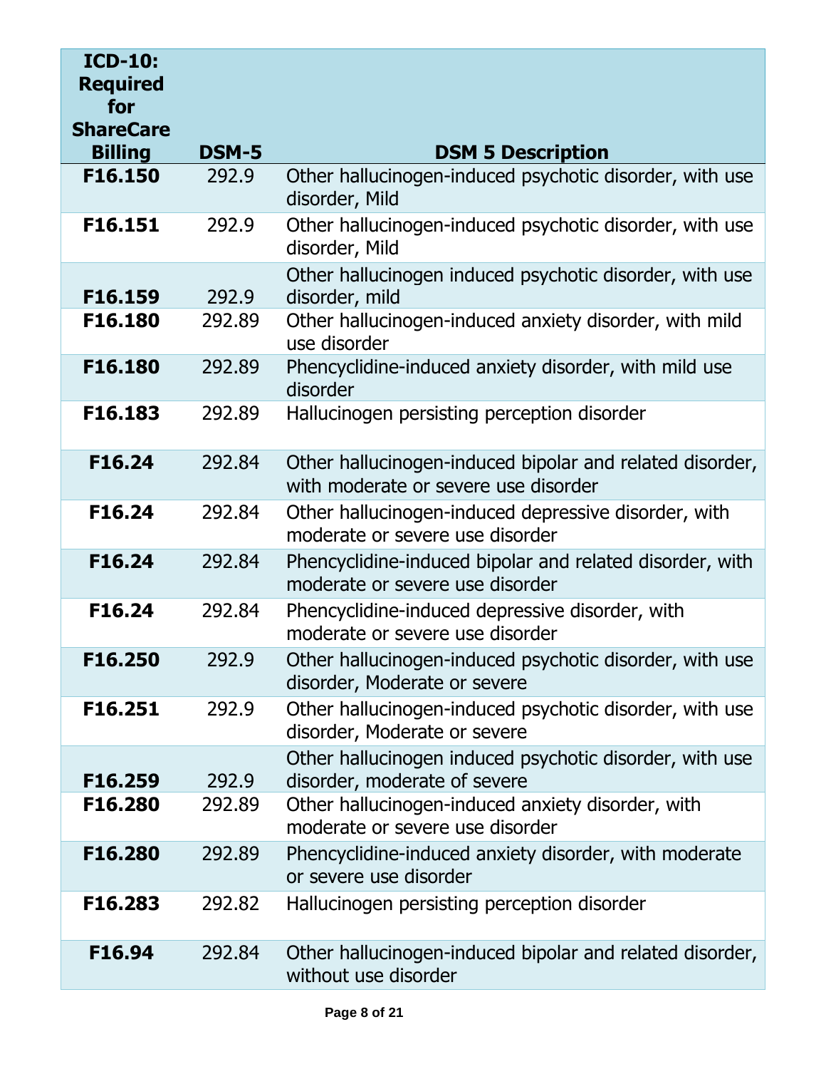| ICD-10: Required for ShareCare Billing | DSM-5 | DSM 5 Description |
|---|---|---|
| **F16.150** | 292.9 | Other hallucinogen-induced psychotic disorder, with use disorder, Mild |
| **F16.151** | 292.9 | Other hallucinogen-induced psychotic disorder, with use disorder, Mild |
| **F16.159** | 292.9 | Other hallucinogen induced psychotic disorder, with use disorder, mild |
| **F16.180** | 292.89 | Other hallucinogen-induced anxiety disorder, with mild use disorder |
| **F16.180** | 292.89 | Phencyclidine-induced anxiety disorder, with mild use disorder |
| **F16.183** | 292.89 | Hallucinogen persisting perception disorder |
| **F16.24** | 292.84 | Other hallucinogen-induced bipolar and related disorder, with moderate or severe use disorder |
| **F16.24** | 292.84 | Other hallucinogen-induced depressive disorder, with moderate or severe use disorder |
| **F16.24** | 292.84 | Phencyclidine-induced bipolar and related disorder, with moderate or severe use disorder |
| **F16.24** | 292.84 | Phencyclidine-induced depressive disorder, with moderate or severe use disorder |
| **F16.250** | 292.9 | Other hallucinogen-induced psychotic disorder, with use disorder, Moderate or severe |
| **F16.251** | 292.9 | Other hallucinogen-induced psychotic disorder, with use disorder, Moderate or severe |
| **F16.259** | 292.9 | Other hallucinogen induced psychotic disorder, with use disorder, moderate of severe |
| **F16.280** | 292.89 | Other hallucinogen-induced anxiety disorder, with moderate or severe use disorder |
| **F16.280** | 292.89 | Phencyclidine-induced anxiety disorder, with moderate or severe use disorder |
| **F16.283** | 292.82 | Hallucinogen persisting perception disorder |
| **F16.94** | 292.84 | Other hallucinogen-induced bipolar and related disorder, without use disorder |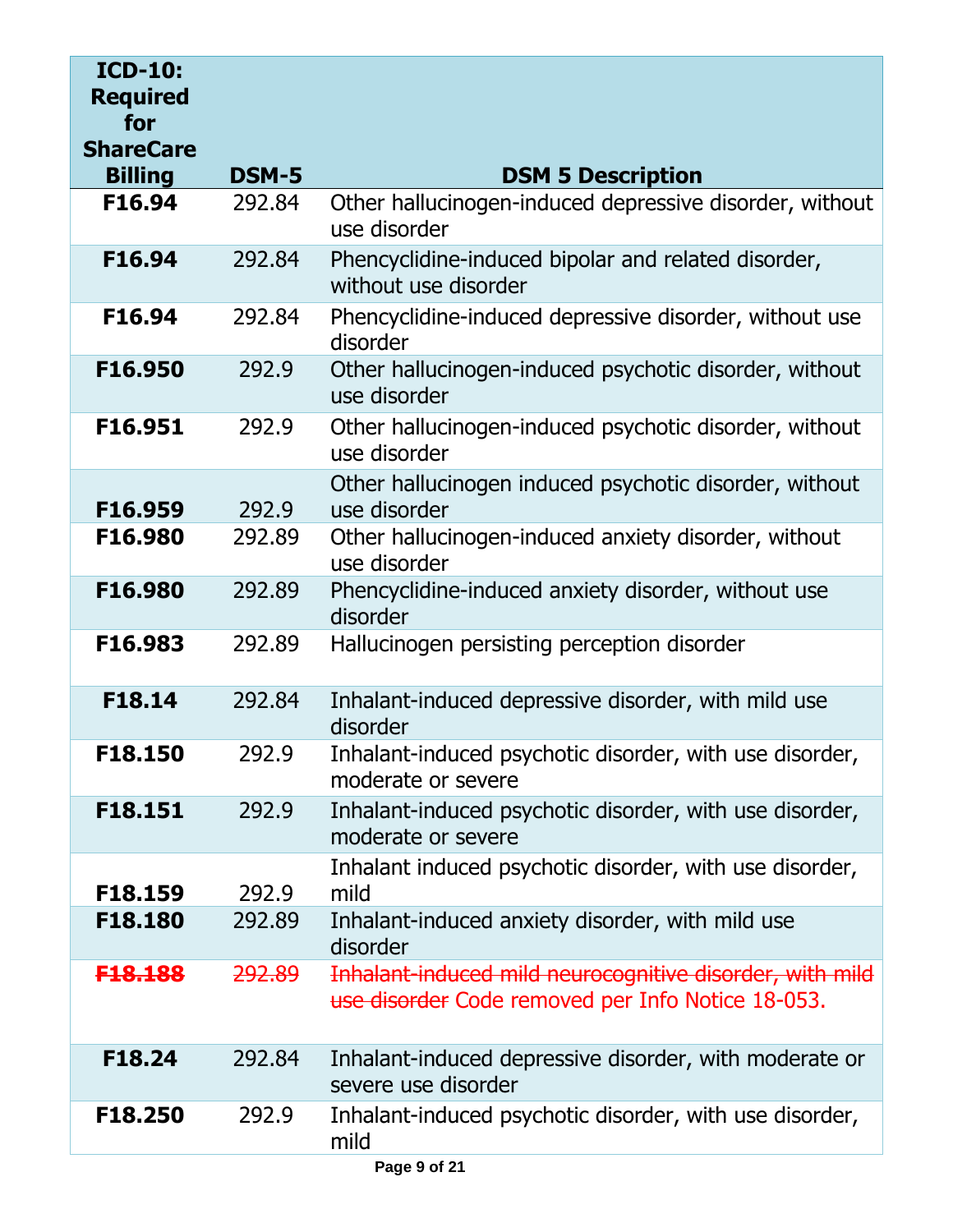| ICD-10: Required for ShareCare Billing | DSM-5 | DSM 5 Description |
|---|---|---|
| **F16.94** | 292.84 | Other hallucinogen-induced depressive disorder, without use disorder |
| **F16.94** | 292.84 | Phencyclidine-induced bipolar and related disorder, without use disorder |
| **F16.94** | 292.84 | Phencyclidine-induced depressive disorder, without use disorder |
| **F16.950** | 292.9 | Other hallucinogen-induced psychotic disorder, without use disorder |
| **F16.951** | 292.9 | Other hallucinogen-induced psychotic disorder, without use disorder |
| **F16.959** | 292.9 | Other hallucinogen induced psychotic disorder, without use disorder |
| **F16.980** | 292.89 | Other hallucinogen-induced anxiety disorder, without use disorder |
| **F16.980** | 292.89 | Phencyclidine-induced anxiety disorder, without use disorder |
| **F16.983** | 292.89 | Hallucinogen persisting perception disorder |
| **F18.14** | 292.84 | Inhalant-induced depressive disorder, with mild use disorder |
| **F18.150** | 292.9 | Inhalant-induced psychotic disorder, with use disorder, moderate or severe |
| **F18.151** | 292.9 | Inhalant-induced psychotic disorder, with use disorder, moderate or severe |
| **F18.159** | 292.9 | Inhalant induced psychotic disorder, with use disorder, mild |
| **F18.180** | 292.89 | Inhalant-induced anxiety disorder, with mild use disorder |
| ~~**F18.188**~~ | ~~292.89~~ | ~~Inhalant-induced mild neurocognitive disorder, with mild use disorder~~ Code removed per Info Notice 18-053. |
| **F18.24** | 292.84 | Inhalant-induced depressive disorder, with moderate or severe use disorder |
| **F18.250** | 292.9 | Inhalant-induced psychotic disorder, with use disorder, mild |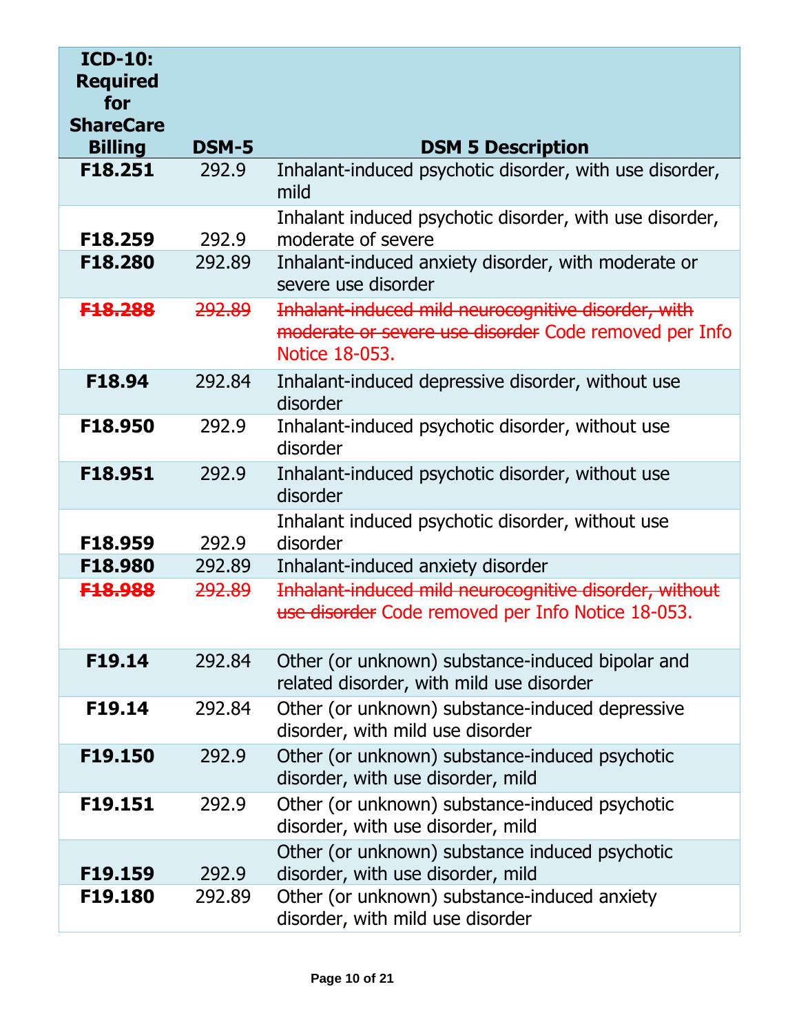| ICD-10: Required for ShareCare Billing | DSM-5 | DSM 5 Description |
|---|---|---|
| **F18.251** | 292.9 | Inhalant-induced psychotic disorder, with use disorder, mild |
| **F18.259** | 292.9 | Inhalant induced psychotic disorder, with use disorder, moderate of severe |
| **F18.280** | 292.89 | Inhalant-induced anxiety disorder, with moderate or severe use disorder |
| ~~**F18.288**~~ | ~~292.89~~ | ~~Inhalant-induced mild neurocognitive disorder, with moderate or severe use disorder~~ Code removed per Info Notice 18-053. |
| **F18.94** | 292.84 | Inhalant-induced depressive disorder, without use disorder |
| **F18.950** | 292.9 | Inhalant-induced psychotic disorder, without use disorder |
| **F18.951** | 292.9 | Inhalant-induced psychotic disorder, without use disorder |
| **F18.959** | 292.9 | Inhalant induced psychotic disorder, without use disorder |
| **F18.980** | 292.89 | Inhalant-induced anxiety disorder |
| ~~**F18.988**~~ | ~~292.89~~ | ~~Inhalant-induced mild neurocognitive disorder, without use disorder~~ Code removed per Info Notice 18-053. |
| **F19.14** | 292.84 | Other (or unknown) substance-induced bipolar and related disorder, with mild use disorder |
| **F19.14** | 292.84 | Other (or unknown) substance-induced depressive disorder, with mild use disorder |
| **F19.150** | 292.9 | Other (or unknown) substance-induced psychotic disorder, with use disorder, mild |
| **F19.151** | 292.9 | Other (or unknown) substance-induced psychotic disorder, with use disorder, mild |
| **F19.159** | 292.9 | Other (or unknown) substance induced psychotic disorder, with use disorder, mild |
| **F19.180** | 292.89 | Other (or unknown) substance-induced anxiety disorder, with mild use disorder |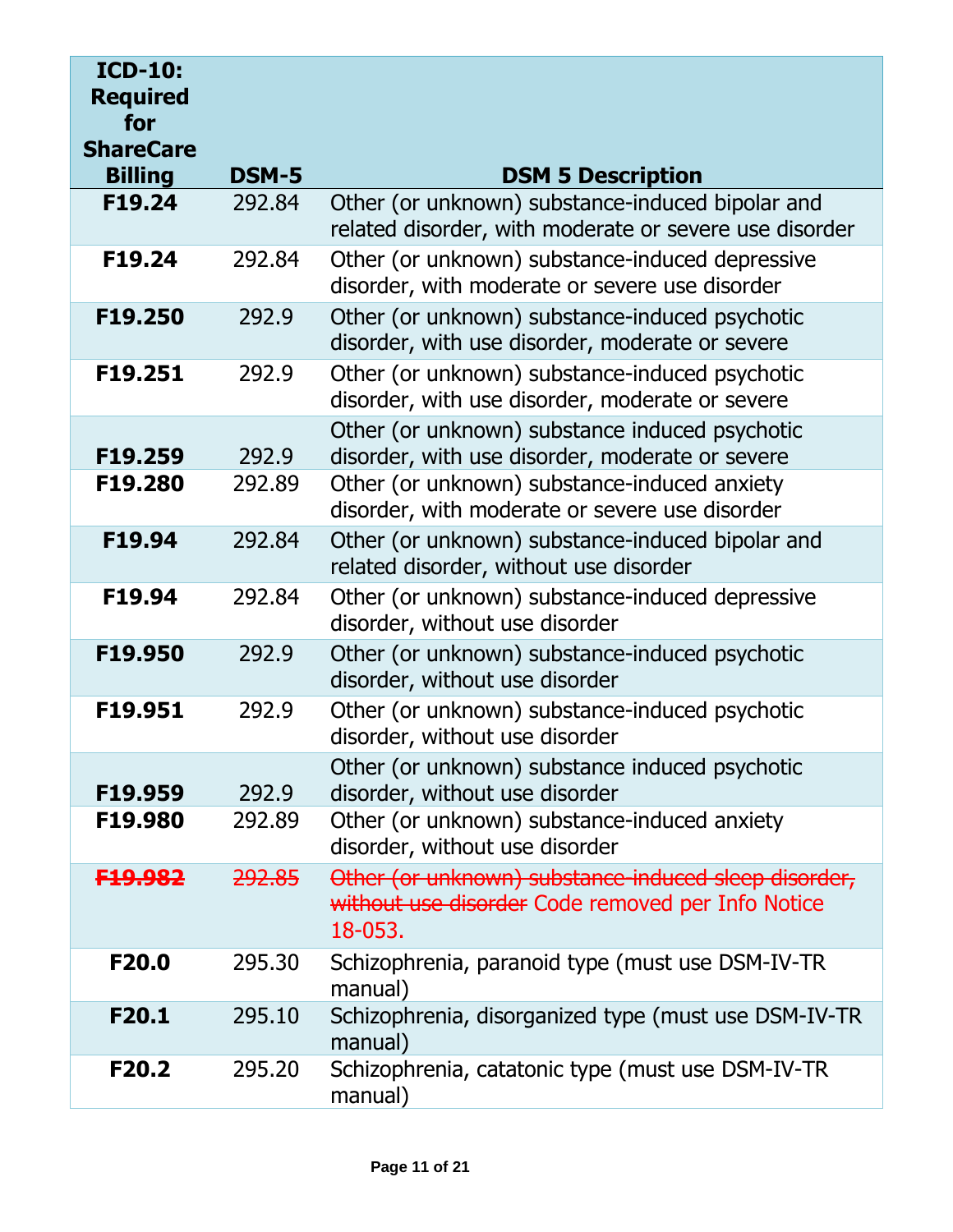| ICD-10: Required for ShareCare Billing | DSM-5 | DSM 5 Description |
|---|---|---|
| **F19.24** | 292.84 | Other (or unknown) substance-induced bipolar and related disorder, with moderate or severe use disorder |
| **F19.24** | 292.84 | Other (or unknown) substance-induced depressive disorder, with moderate or severe use disorder |
| **F19.250** | 292.9 | Other (or unknown) substance-induced psychotic disorder, with use disorder, moderate or severe |
| **F19.251** | 292.9 | Other (or unknown) substance-induced psychotic disorder, with use disorder, moderate or severe |
| **F19.259** | 292.9 | Other (or unknown) substance induced psychotic disorder, with use disorder, moderate or severe |
| **F19.280** | 292.89 | Other (or unknown) substance-induced anxiety disorder, with moderate or severe use disorder |
| **F19.94** | 292.84 | Other (or unknown) substance-induced bipolar and related disorder, without use disorder |
| **F19.94** | 292.84 | Other (or unknown) substance-induced depressive disorder, without use disorder |
| **F19.950** | 292.9 | Other (or unknown) substance-induced psychotic disorder, without use disorder |
| **F19.951** | 292.9 | Other (or unknown) substance-induced psychotic disorder, without use disorder |
| **F19.959** | 292.9 | Other (or unknown) substance induced psychotic disorder, without use disorder |
| **F19.980** | 292.89 | Other (or unknown) substance-induced anxiety disorder, without use disorder |
| ~~**F19.982**~~ | ~~292.85~~ | ~~Other (or unknown) substance-induced sleep disorder, without use disorder~~ Code removed per Info Notice 18-053. |
| **F20.0** | 295.30 | Schizophrenia, paranoid type (must use DSM-IV-TR manual) |
| **F20.1** | 295.10 | Schizophrenia, disorganized type (must use DSM-IV-TR manual) |
| **F20.2** | 295.20 | Schizophrenia, catatonic type (must use DSM-IV-TR manual) |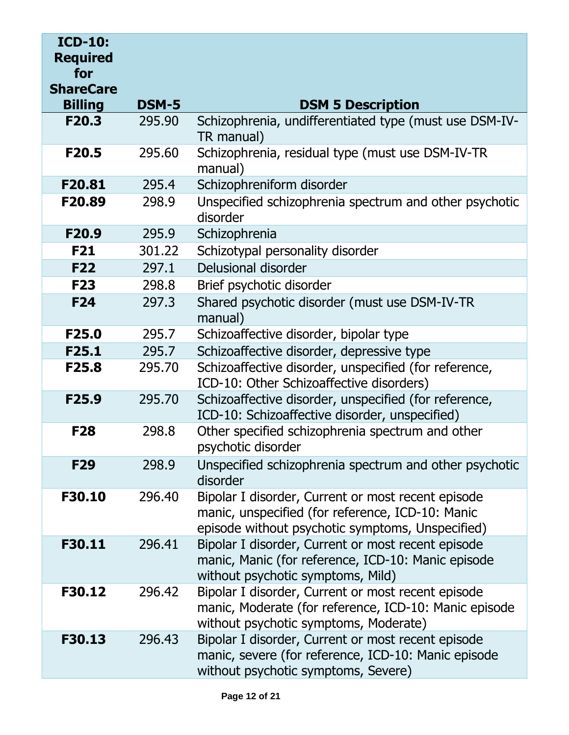| ICD-10: Required for ShareCare Billing | DSM-5 | DSM 5 Description |
|---|---|---|
| **F20.3** | 295.90 | Schizophrenia, undifferentiated type (must use DSM-IV-TR manual) |
| **F20.5** | 295.60 | Schizophrenia, residual type (must use DSM-IV-TR manual) |
| **F20.81** | 295.4 | Schizophreniform disorder |
| **F20.89** | 298.9 | Unspecified schizophrenia spectrum and other psychotic disorder |
| **F20.9** | 295.9 | Schizophrenia |
| **F21** | 301.22 | Schizotypal personality disorder |
| **F22** | 297.1 | Delusional disorder |
| **F23** | 298.8 | Brief psychotic disorder |
| **F24** | 297.3 | Shared psychotic disorder (must use DSM-IV-TR manual) |
| **F25.0** | 295.7 | Schizoaffective disorder, bipolar type |
| **F25.1** | 295.7 | Schizoaffective disorder, depressive type |
| **F25.8** | 295.70 | Schizoaffective disorder, unspecified (for reference, ICD-10: Other Schizoaffective disorders) |
| **F25.9** | 295.70 | Schizoaffective disorder, unspecified (for reference, ICD-10: Schizoaffective disorder, unspecified) |
| **F28** | 298.8 | Other specified schizophrenia spectrum and other psychotic disorder |
| **F29** | 298.9 | Unspecified schizophrenia spectrum and other psychotic disorder |
| **F30.10** | 296.40 | Bipolar I disorder, Current or most recent episode manic, unspecified (for reference, ICD-10: Manic episode without psychotic symptoms, Unspecified) |
| **F30.11** | 296.41 | Bipolar I disorder, Current or most recent episode manic, Manic (for reference, ICD-10: Manic episode without psychotic symptoms, Mild) |
| **F30.12** | 296.42 | Bipolar I disorder, Current or most recent episode manic, Moderate (for reference, ICD-10: Manic episode without psychotic symptoms, Moderate) |
| **F30.13** | 296.43 | Bipolar I disorder, Current or most recent episode manic, severe (for reference, ICD-10: Manic episode without psychotic symptoms, Severe) |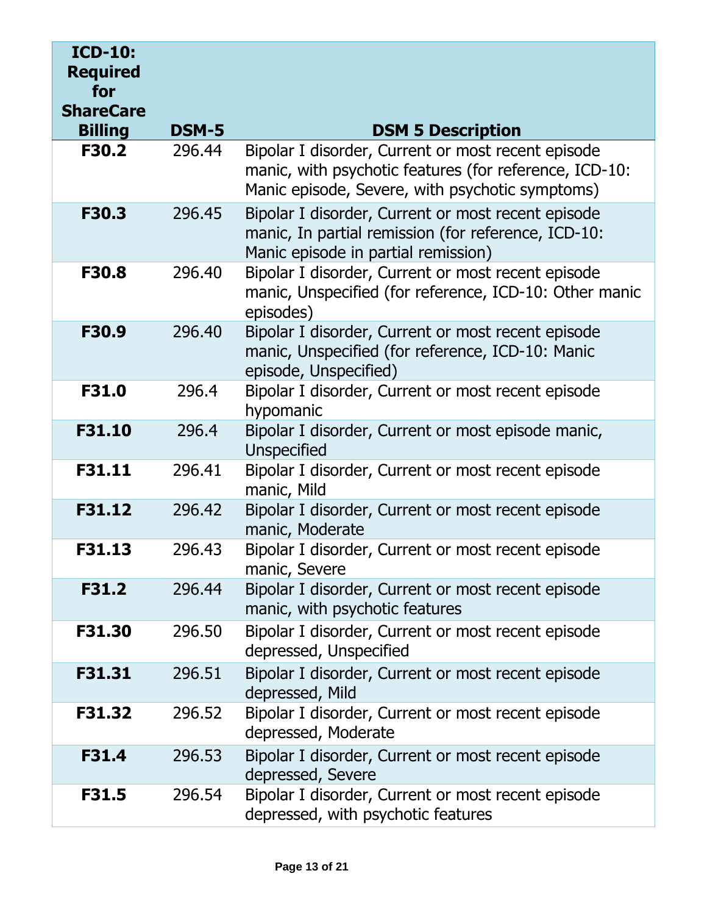| ICD-10: Required for ShareCare Billing | DSM-5 | DSM 5 Description |
|---|---|---|
| **F30.2** | 296.44 | Bipolar I disorder, Current or most recent episode manic, with psychotic features (for reference, ICD-10: Manic episode, Severe, with psychotic symptoms) |
| **F30.3** | 296.45 | Bipolar I disorder, Current or most recent episode manic, In partial remission (for reference, ICD-10: Manic episode in partial remission) |
| **F30.8** | 296.40 | Bipolar I disorder, Current or most recent episode manic, Unspecified (for reference, ICD-10: Other manic episodes) |
| **F30.9** | 296.40 | Bipolar I disorder, Current or most recent episode manic, Unspecified (for reference, ICD-10: Manic episode, Unspecified) |
| **F31.0** | 296.4 | Bipolar I disorder, Current or most recent episode hypomanic |
| **F31.10** | 296.4 | Bipolar I disorder, Current or most episode manic, Unspecified |
| **F31.11** | 296.41 | Bipolar I disorder, Current or most recent episode manic, Mild |
| **F31.12** | 296.42 | Bipolar I disorder, Current or most recent episode manic, Moderate |
| **F31.13** | 296.43 | Bipolar I disorder, Current or most recent episode manic, Severe |
| **F31.2** | 296.44 | Bipolar I disorder, Current or most recent episode manic, with psychotic features |
| **F31.30** | 296.50 | Bipolar I disorder, Current or most recent episode depressed, Unspecified |
| **F31.31** | 296.51 | Bipolar I disorder, Current or most recent episode depressed, Mild |
| **F31.32** | 296.52 | Bipolar I disorder, Current or most recent episode depressed, Moderate |
| **F31.4** | 296.53 | Bipolar I disorder, Current or most recent episode depressed, Severe |
| **F31.5** | 296.54 | Bipolar I disorder, Current or most recent episode depressed, with psychotic features |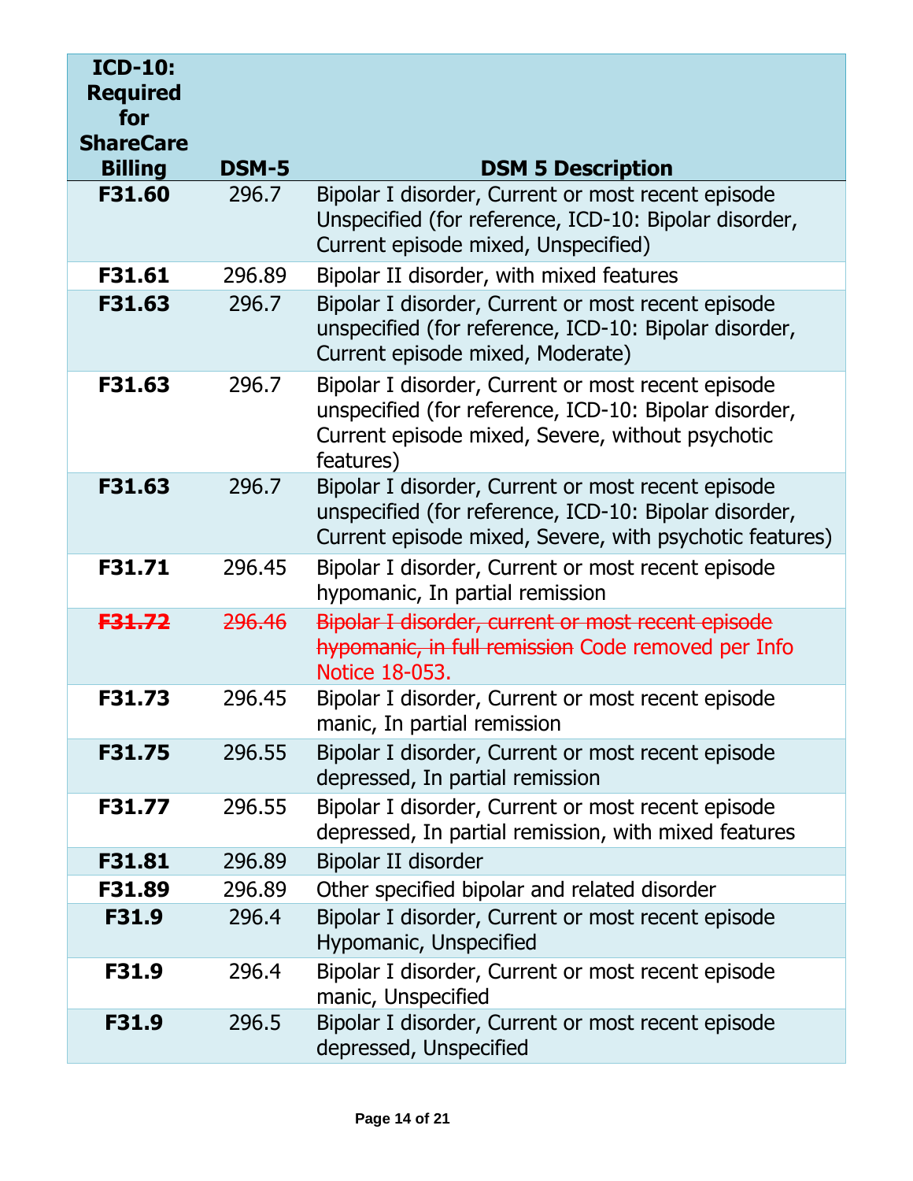| ICD-10: Required for ShareCare Billing | DSM-5 | DSM 5 Description |
|---|---|---|
| **F31.60** | 296.7 | Bipolar I disorder, Current or most recent episode Unspecified (for reference, ICD-10: Bipolar disorder, Current episode mixed, Unspecified) |
| **F31.61** | 296.89 | Bipolar II disorder, with mixed features |
| **F31.63** | 296.7 | Bipolar I disorder, Current or most recent episode unspecified (for reference, ICD-10: Bipolar disorder, Current episode mixed, Moderate) |
| **F31.63** | 296.7 | Bipolar I disorder, Current or most recent episode unspecified (for reference, ICD-10: Bipolar disorder, Current episode mixed, Severe, without psychotic features) |
| **F31.63** | 296.7 | Bipolar I disorder, Current or most recent episode unspecified (for reference, ICD-10: Bipolar disorder, Current episode mixed, Severe, with psychotic features) |
| **F31.71** | 296.45 | Bipolar I disorder, Current or most recent episode hypomanic, In partial remission |
| ~~**F31.72**~~ | ~~296.46~~ | ~~Bipolar I disorder, current or most recent episode hypomanic, in full remission~~ Code removed per Info Notice 18-053. |
| **F31.73** | 296.45 | Bipolar I disorder, Current or most recent episode manic, In partial remission |
| **F31.75** | 296.55 | Bipolar I disorder, Current or most recent episode depressed, In partial remission |
| **F31.77** | 296.55 | Bipolar I disorder, Current or most recent episode depressed, In partial remission, with mixed features |
| **F31.81** | 296.89 | Bipolar II disorder |
| **F31.89** | 296.89 | Other specified bipolar and related disorder |
| **F31.9** | 296.4 | Bipolar I disorder, Current or most recent episode Hypomanic, Unspecified |
| **F31.9** | 296.4 | Bipolar I disorder, Current or most recent episode manic, Unspecified |
| **F31.9** | 296.5 | Bipolar I disorder, Current or most recent episode depressed, Unspecified |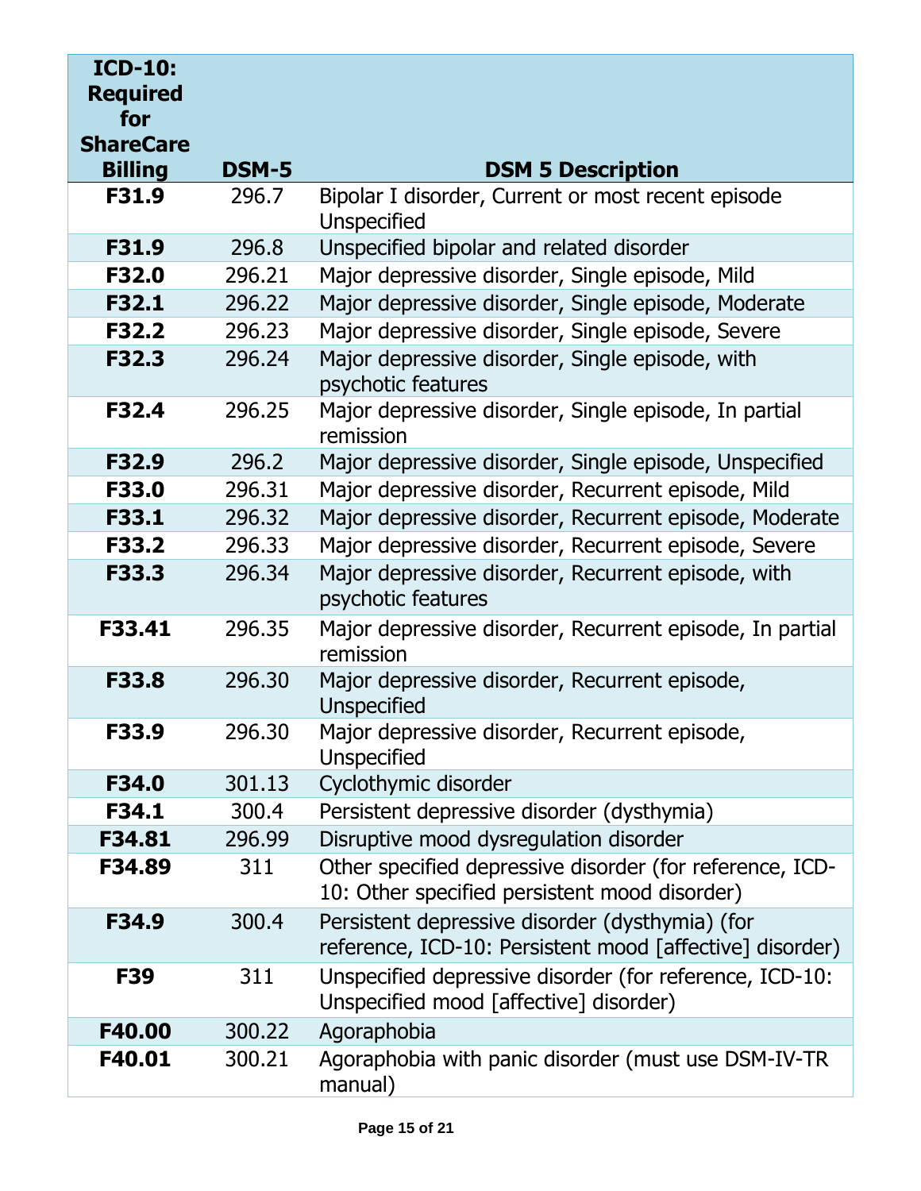| ICD-10: Required for ShareCare Billing | DSM-5 | DSM 5 Description |
|---|---|---|
| **F31.9** | 296.7 | Bipolar I disorder, Current or most recent episode Unspecified |
| **F31.9** | 296.8 | Unspecified bipolar and related disorder |
| **F32.0** | 296.21 | Major depressive disorder, Single episode, Mild |
| **F32.1** | 296.22 | Major depressive disorder, Single episode, Moderate |
| **F32.2** | 296.23 | Major depressive disorder, Single episode, Severe |
| **F32.3** | 296.24 | Major depressive disorder, Single episode, with psychotic features |
| **F32.4** | 296.25 | Major depressive disorder, Single episode, In partial remission |
| **F32.9** | 296.2 | Major depressive disorder, Single episode, Unspecified |
| **F33.0** | 296.31 | Major depressive disorder, Recurrent episode, Mild |
| **F33.1** | 296.32 | Major depressive disorder, Recurrent episode, Moderate |
| **F33.2** | 296.33 | Major depressive disorder, Recurrent episode, Severe |
| **F33.3** | 296.34 | Major depressive disorder, Recurrent episode, with psychotic features |
| **F33.41** | 296.35 | Major depressive disorder, Recurrent episode, In partial remission |
| **F33.8** | 296.30 | Major depressive disorder, Recurrent episode, Unspecified |
| **F33.9** | 296.30 | Major depressive disorder, Recurrent episode, Unspecified |
| **F34.0** | 301.13 | Cyclothymic disorder |
| **F34.1** | 300.4 | Persistent depressive disorder (dysthymia) |
| **F34.81** | 296.99 | Disruptive mood dysregulation disorder |
| **F34.89** | 311 | Other specified depressive disorder (for reference, ICD-10: Other specified persistent mood disorder) |
| **F34.9** | 300.4 | Persistent depressive disorder (dysthymia) (for reference, ICD-10: Persistent mood [affective] disorder) |
| **F39** | 311 | Unspecified depressive disorder (for reference, ICD-10: Unspecified mood [affective] disorder) |
| **F40.00** | 300.22 | Agoraphobia |
| **F40.01** | 300.21 | Agoraphobia with panic disorder (must use DSM-IV-TR manual) |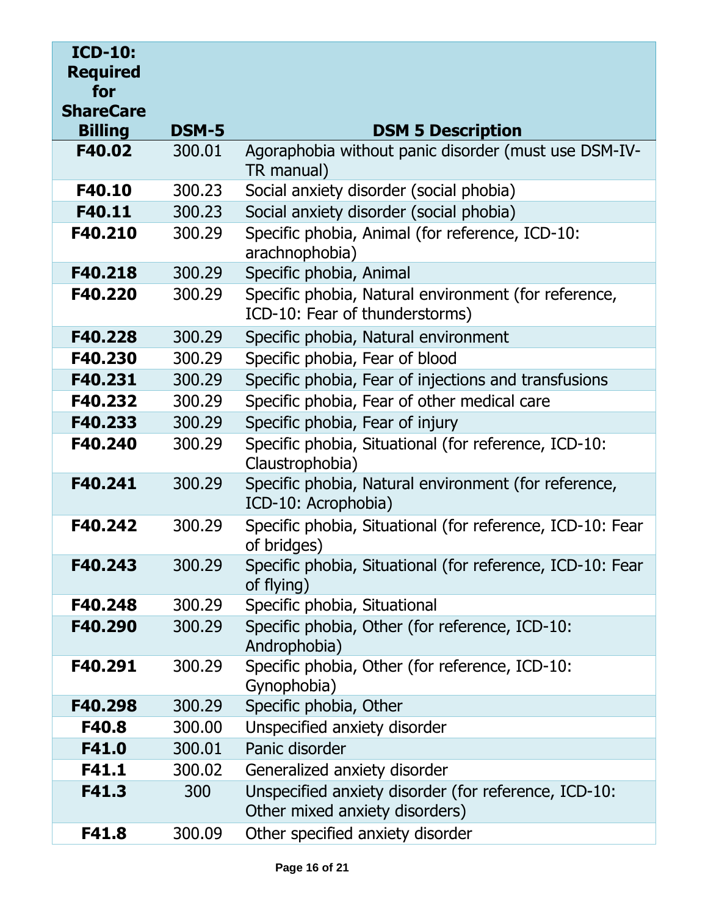| ICD-10: Required for ShareCare Billing | DSM-5 | DSM 5 Description |
|---|---|---|
| **F40.02** | 300.01 | Agoraphobia without panic disorder (must use DSM-IV-TR manual) |
| **F40.10** | 300.23 | Social anxiety disorder (social phobia) |
| **F40.11** | 300.23 | Social anxiety disorder (social phobia) |
| **F40.210** | 300.29 | Specific phobia, Animal (for reference, ICD-10: arachnophobia) |
| **F40.218** | 300.29 | Specific phobia, Animal |
| **F40.220** | 300.29 | Specific phobia, Natural environment (for reference, ICD-10: Fear of thunderstorms) |
| **F40.228** | 300.29 | Specific phobia, Natural environment |
| **F40.230** | 300.29 | Specific phobia, Fear of blood |
| **F40.231** | 300.29 | Specific phobia, Fear of injections and transfusions |
| **F40.232** | 300.29 | Specific phobia, Fear of other medical care |
| **F40.233** | 300.29 | Specific phobia, Fear of injury |
| **F40.240** | 300.29 | Specific phobia, Situational (for reference, ICD-10: Claustrophobia) |
| **F40.241** | 300.29 | Specific phobia, Natural environment (for reference, ICD-10: Acrophobia) |
| **F40.242** | 300.29 | Specific phobia, Situational (for reference, ICD-10: Fear of bridges) |
| **F40.243** | 300.29 | Specific phobia, Situational (for reference, ICD-10: Fear of flying) |
| **F40.248** | 300.29 | Specific phobia, Situational |
| **F40.290** | 300.29 | Specific phobia, Other (for reference, ICD-10: Androphobia) |
| **F40.291** | 300.29 | Specific phobia, Other (for reference, ICD-10: Gynophobia) |
| **F40.298** | 300.29 | Specific phobia, Other |
| **F40.8** | 300.00 | Unspecified anxiety disorder |
| **F41.0** | 300.01 | Panic disorder |
| **F41.1** | 300.02 | Generalized anxiety disorder |
| **F41.3** | 300 | Unspecified anxiety disorder (for reference, ICD-10: Other mixed anxiety disorders) |
| **F41.8** | 300.09 | Other specified anxiety disorder |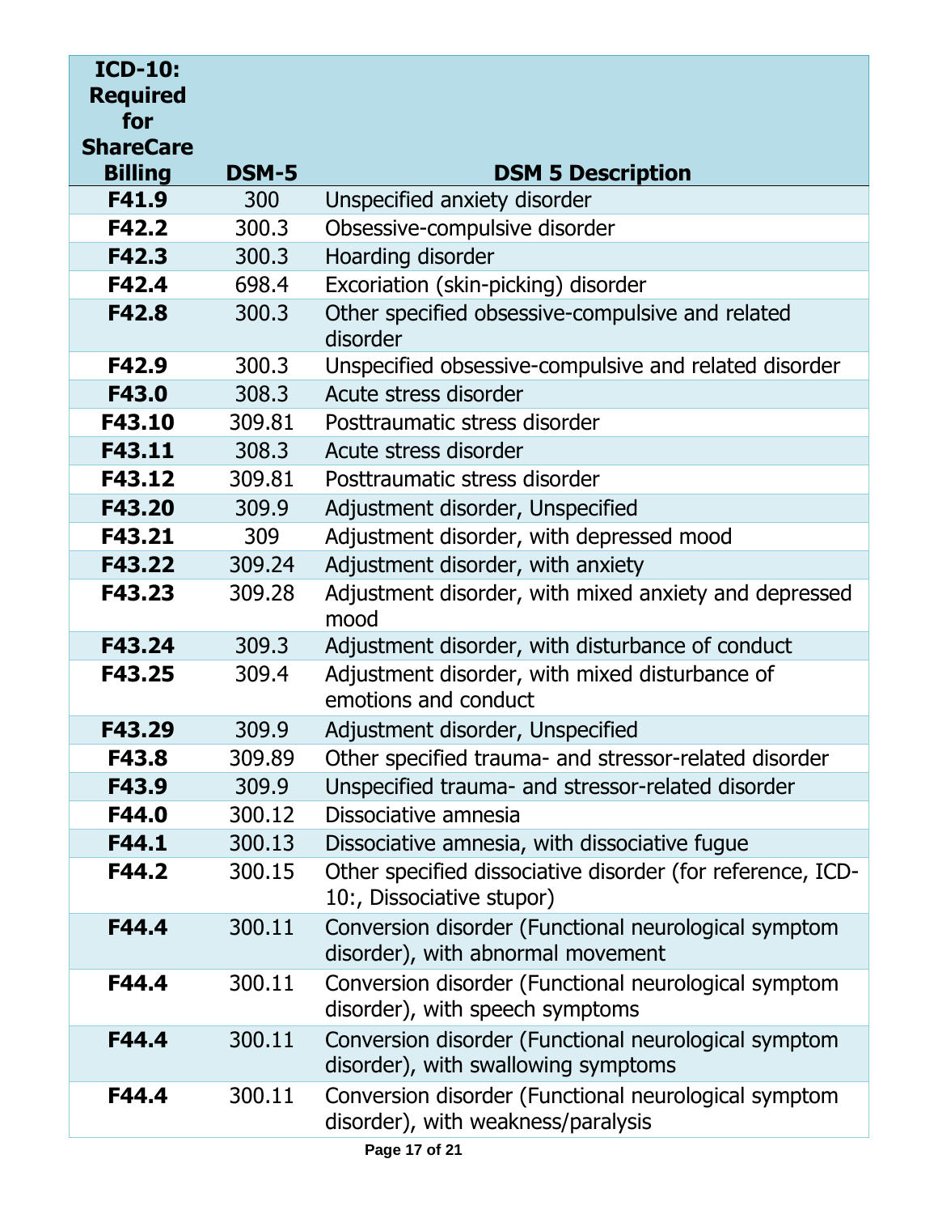| ICD-10: Required for ShareCare Billing | DSM-5 | DSM 5 Description |
|---|---|---|
| **F41.9** | 300 | Unspecified anxiety disorder |
| **F42.2** | 300.3 | Obsessive-compulsive disorder |
| **F42.3** | 300.3 | Hoarding disorder |
| **F42.4** | 698.4 | Excoriation (skin-picking) disorder |
| **F42.8** | 300.3 | Other specified obsessive-compulsive and related disorder |
| **F42.9** | 300.3 | Unspecified obsessive-compulsive and related disorder |
| **F43.0** | 308.3 | Acute stress disorder |
| **F43.10** | 309.81 | Posttraumatic stress disorder |
| **F43.11** | 308.3 | Acute stress disorder |
| **F43.12** | 309.81 | Posttraumatic stress disorder |
| **F43.20** | 309.9 | Adjustment disorder, Unspecified |
| **F43.21** | 309 | Adjustment disorder, with depressed mood |
| **F43.22** | 309.24 | Adjustment disorder, with anxiety |
| **F43.23** | 309.28 | Adjustment disorder, with mixed anxiety and depressed mood |
| **F43.24** | 309.3 | Adjustment disorder, with disturbance of conduct |
| **F43.25** | 309.4 | Adjustment disorder, with mixed disturbance of emotions and conduct |
| **F43.29** | 309.9 | Adjustment disorder, Unspecified |
| **F43.8** | 309.89 | Other specified trauma- and stressor-related disorder |
| **F43.9** | 309.9 | Unspecified trauma- and stressor-related disorder |
| **F44.0** | 300.12 | Dissociative amnesia |
| **F44.1** | 300.13 | Dissociative amnesia, with dissociative fugue |
| **F44.2** | 300.15 | Other specified dissociative disorder (for reference, ICD-10:, Dissociative stupor) |
| **F44.4** | 300.11 | Conversion disorder (Functional neurological symptom disorder), with abnormal movement |
| **F44.4** | 300.11 | Conversion disorder (Functional neurological symptom disorder), with speech symptoms |
| **F44.4** | 300.11 | Conversion disorder (Functional neurological symptom disorder), with swallowing symptoms |
| **F44.4** | 300.11 | Conversion disorder (Functional neurological symptom disorder), with weakness/paralysis |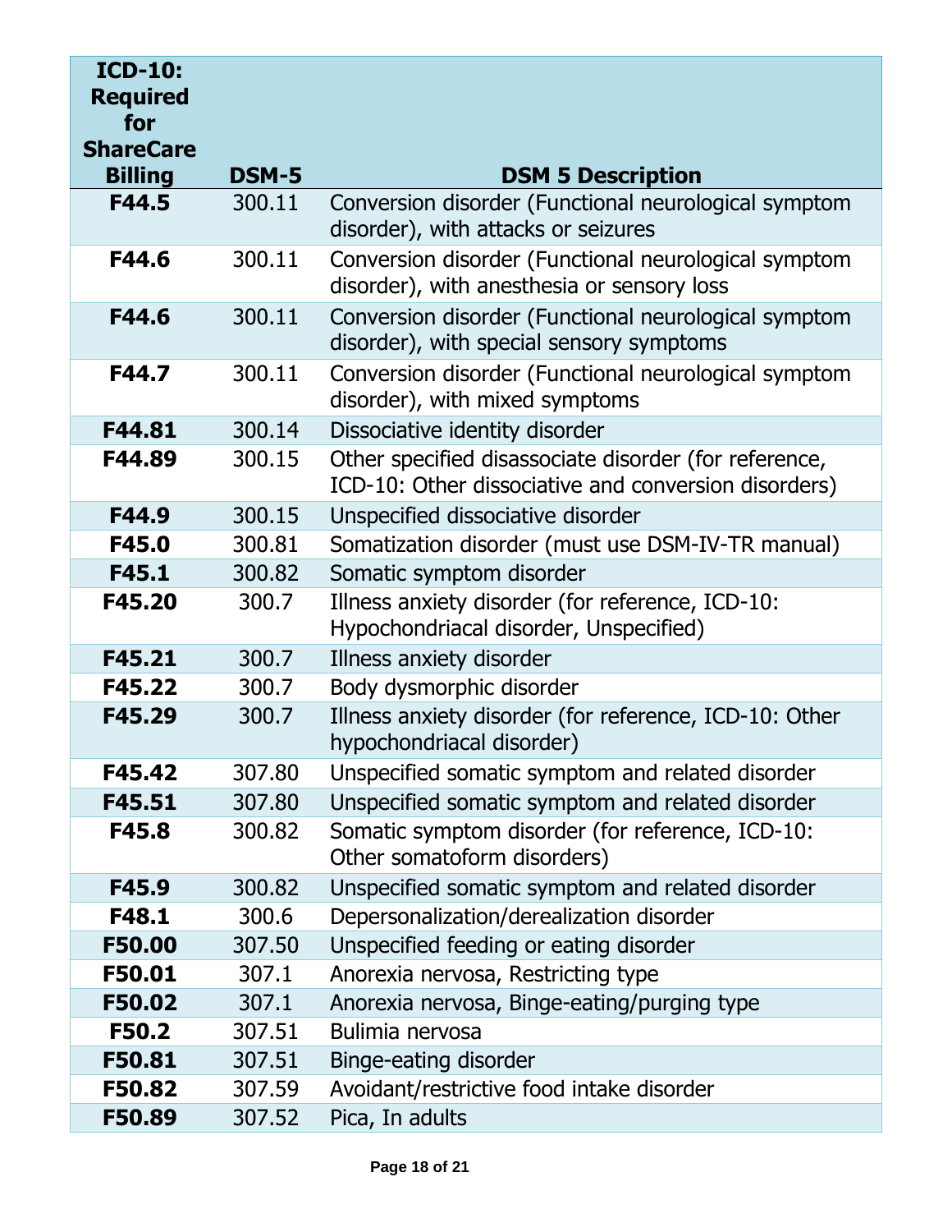| ICD-10: Required for ShareCare Billing | DSM-5 | DSM 5 Description |
|---|---|---|
| **F44.5** | 300.11 | Conversion disorder (Functional neurological symptom disorder), with attacks or seizures |
| **F44.6** | 300.11 | Conversion disorder (Functional neurological symptom disorder), with anesthesia or sensory loss |
| **F44.6** | 300.11 | Conversion disorder (Functional neurological symptom disorder), with special sensory symptoms |
| **F44.7** | 300.11 | Conversion disorder (Functional neurological symptom disorder), with mixed symptoms |
| **F44.81** | 300.14 | Dissociative identity disorder |
| **F44.89** | 300.15 | Other specified disassociate disorder (for reference, ICD-10: Other dissociative and conversion disorders) |
| **F44.9** | 300.15 | Unspecified dissociative disorder |
| **F45.0** | 300.81 | Somatization disorder (must use DSM-IV-TR manual) |
| **F45.1** | 300.82 | Somatic symptom disorder |
| **F45.20** | 300.7 | Illness anxiety disorder (for reference, ICD-10: Hypochondriacal disorder, Unspecified) |
| **F45.21** | 300.7 | Illness anxiety disorder |
| **F45.22** | 300.7 | Body dysmorphic disorder |
| **F45.29** | 300.7 | Illness anxiety disorder (for reference, ICD-10: Other hypochondriacal disorder) |
| **F45.42** | 307.80 | Unspecified somatic symptom and related disorder |
| **F45.51** | 307.80 | Unspecified somatic symptom and related disorder |
| **F45.8** | 300.82 | Somatic symptom disorder (for reference, ICD-10: Other somatoform disorders) |
| **F45.9** | 300.82 | Unspecified somatic symptom and related disorder |
| **F48.1** | 300.6 | Depersonalization/derealization disorder |
| **F50.00** | 307.50 | Unspecified feeding or eating disorder |
| **F50.01** | 307.1 | Anorexia nervosa, Restricting type |
| **F50.02** | 307.1 | Anorexia nervosa, Binge-eating/purging type |
| **F50.2** | 307.51 | Bulimia nervosa |
| **F50.81** | 307.51 | Binge-eating disorder |
| **F50.82** | 307.59 | Avoidant/restrictive food intake disorder |
| **F50.89** | 307.52 | Pica, In adults |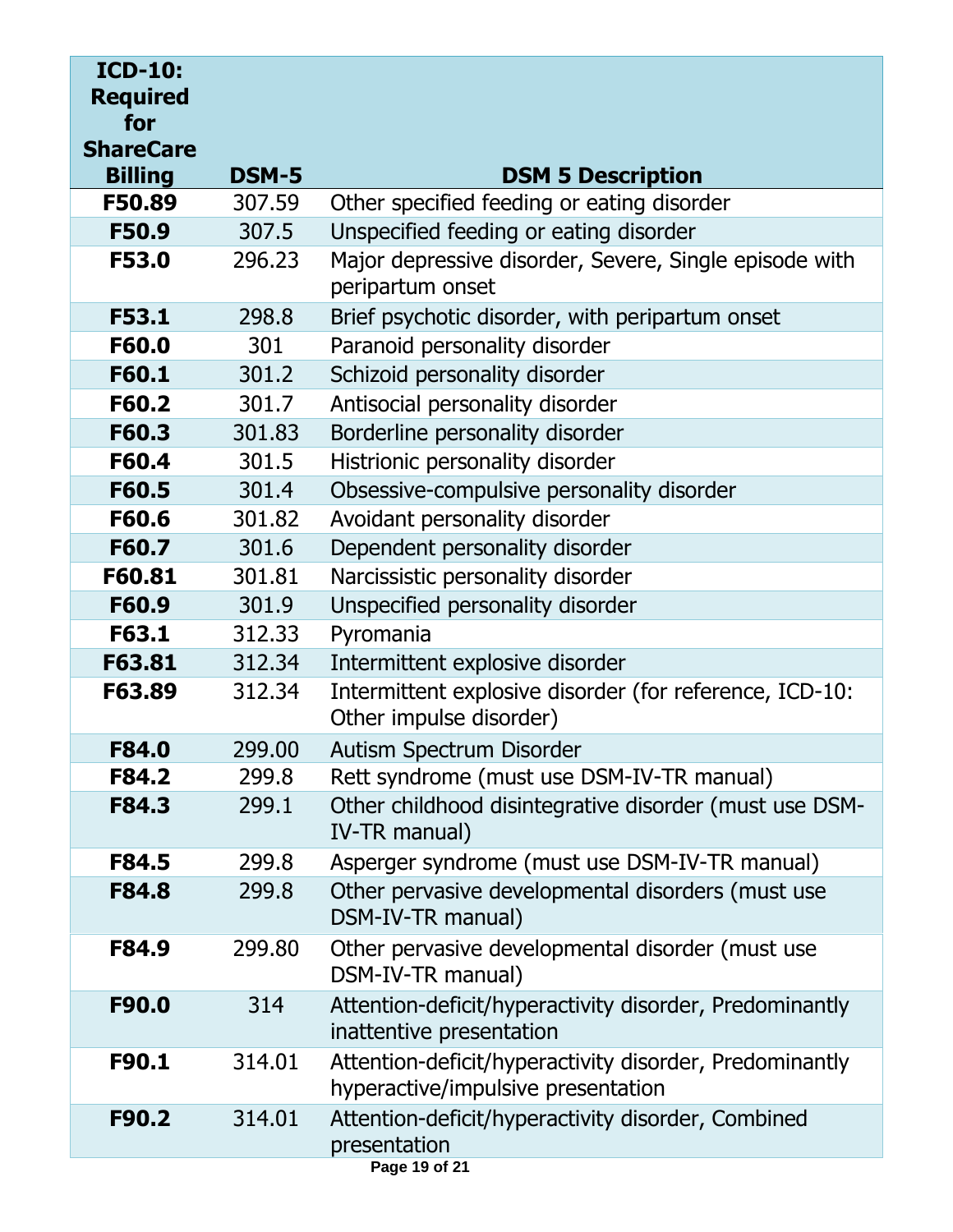| ICD-10: Required for ShareCare Billing | DSM-5 | DSM 5 Description |
|---|---|---|
| **F50.89** | 307.59 | Other specified feeding or eating disorder |
| **F50.9** | 307.5 | Unspecified feeding or eating disorder |
| **F53.0** | 296.23 | Major depressive disorder, Severe, Single episode with peripartum onset |
| **F53.1** | 298.8 | Brief psychotic disorder, with peripartum onset |
| **F60.0** | 301 | Paranoid personality disorder |
| **F60.1** | 301.2 | Schizoid personality disorder |
| **F60.2** | 301.7 | Antisocial personality disorder |
| **F60.3** | 301.83 | Borderline personality disorder |
| **F60.4** | 301.5 | Histrionic personality disorder |
| **F60.5** | 301.4 | Obsessive-compulsive personality disorder |
| **F60.6** | 301.82 | Avoidant personality disorder |
| **F60.7** | 301.6 | Dependent personality disorder |
| **F60.81** | 301.81 | Narcissistic personality disorder |
| **F60.9** | 301.9 | Unspecified personality disorder |
| **F63.1** | 312.33 | Pyromania |
| **F63.81** | 312.34 | Intermittent explosive disorder |
| **F63.89** | 312.34 | Intermittent explosive disorder (for reference, ICD-10: Other impulse disorder) |
| **F84.0** | 299.00 | Autism Spectrum Disorder |
| **F84.2** | 299.8 | Rett syndrome (must use DSM-IV-TR manual) |
| **F84.3** | 299.1 | Other childhood disintegrative disorder (must use DSM-IV-TR manual) |
| **F84.5** | 299.8 | Asperger syndrome (must use DSM-IV-TR manual) |
| **F84.8** | 299.8 | Other pervasive developmental disorders (must use DSM-IV-TR manual) |
| **F84.9** | 299.80 | Other pervasive developmental disorder (must use DSM-IV-TR manual) |
| **F90.0** | 314 | Attention-deficit/hyperactivity disorder, Predominantly inattentive presentation |
| **F90.1** | 314.01 | Attention-deficit/hyperactivity disorder, Predominantly hyperactive/impulsive presentation |
| **F90.2** | 314.01 | Attention-deficit/hyperactivity disorder, Combined presentation |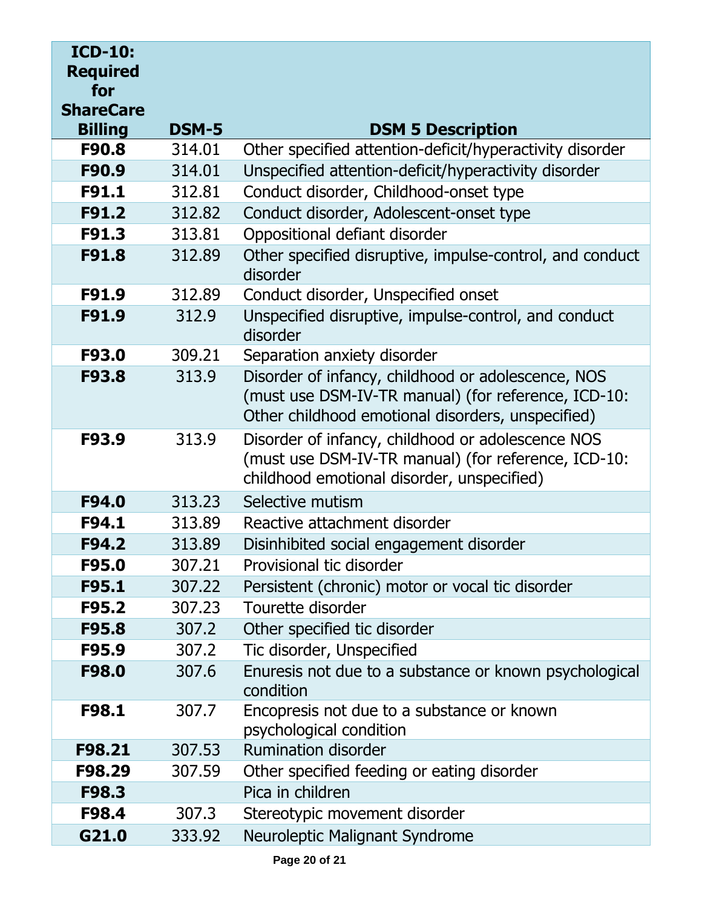| ICD-10: Required for ShareCare Billing | DSM-5 | DSM 5 Description |
|---|---|---|
| **F90.8** | 314.01 | Other specified attention-deficit/hyperactivity disorder |
| **F90.9** | 314.01 | Unspecified attention-deficit/hyperactivity disorder |
| **F91.1** | 312.81 | Conduct disorder, Childhood-onset type |
| **F91.2** | 312.82 | Conduct disorder, Adolescent-onset type |
| **F91.3** | 313.81 | Oppositional defiant disorder |
| **F91.8** | 312.89 | Other specified disruptive, impulse-control, and conduct disorder |
| **F91.9** | 312.89 | Conduct disorder, Unspecified onset |
| **F91.9** | 312.9 | Unspecified disruptive, impulse-control, and conduct disorder |
| **F93.0** | 309.21 | Separation anxiety disorder |
| **F93.8** | 313.9 | Disorder of infancy, childhood or adolescence, NOS (must use DSM-IV-TR manual) (for reference, ICD-10: Other childhood emotional disorders, unspecified) |
| **F93.9** | 313.9 | Disorder of infancy, childhood or adolescence NOS (must use DSM-IV-TR manual) (for reference, ICD-10: childhood emotional disorder, unspecified) |
| **F94.0** | 313.23 | Selective mutism |
| **F94.1** | 313.89 | Reactive attachment disorder |
| **F94.2** | 313.89 | Disinhibited social engagement disorder |
| **F95.0** | 307.21 | Provisional tic disorder |
| **F95.1** | 307.22 | Persistent (chronic) motor or vocal tic disorder |
| **F95.2** | 307.23 | Tourette disorder |
| **F95.8** | 307.2 | Other specified tic disorder |
| **F95.9** | 307.2 | Tic disorder, Unspecified |
| **F98.0** | 307.6 | Enuresis not due to a substance or known psychological condition |
| **F98.1** | 307.7 | Encopresis not due to a substance or known psychological condition |
| **F98.21** | 307.53 | Rumination disorder |
| **F98.29** | 307.59 | Other specified feeding or eating disorder |
| **F98.3** | | Pica in children |
| **F98.4** | 307.3 | Stereotypic movement disorder |
| **G21.0** | 333.92 | Neuroleptic Malignant Syndrome |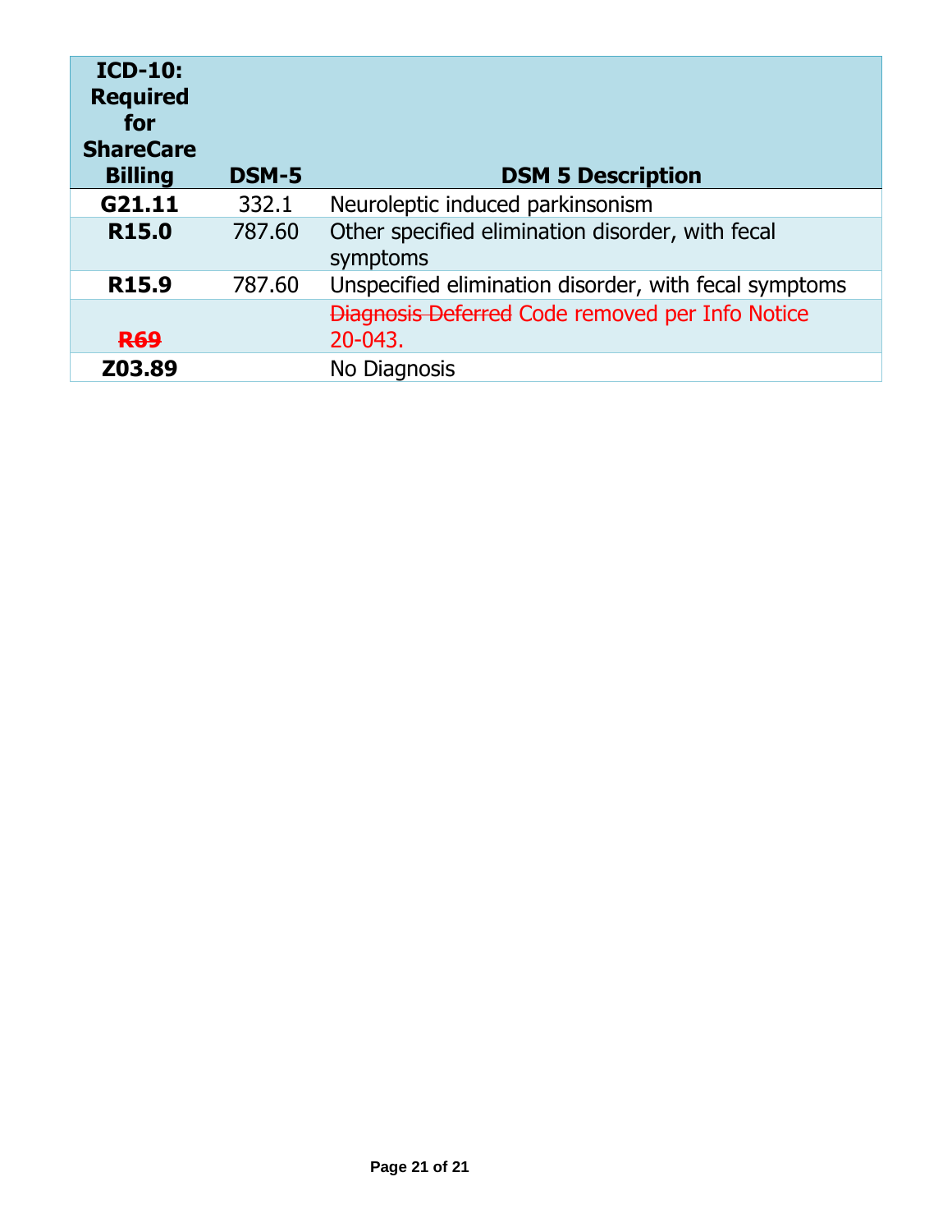| ICD-10: Required for ShareCare Billing | DSM-5 | DSM 5 Description |
|---|---|---|
| **G21.11** | 332.1 | Neuroleptic induced parkinsonism |
| **R15.0** | 787.60 | Other specified elimination disorder, with fecal symptoms |
| **R15.9** | 787.60 | Unspecified elimination disorder, with fecal symptoms |
| ~~**R69**~~ | | ~~Diagnosis Deferred~~ Code removed per Info Notice 20-043. |
| **Z03.89** | | No Diagnosis |